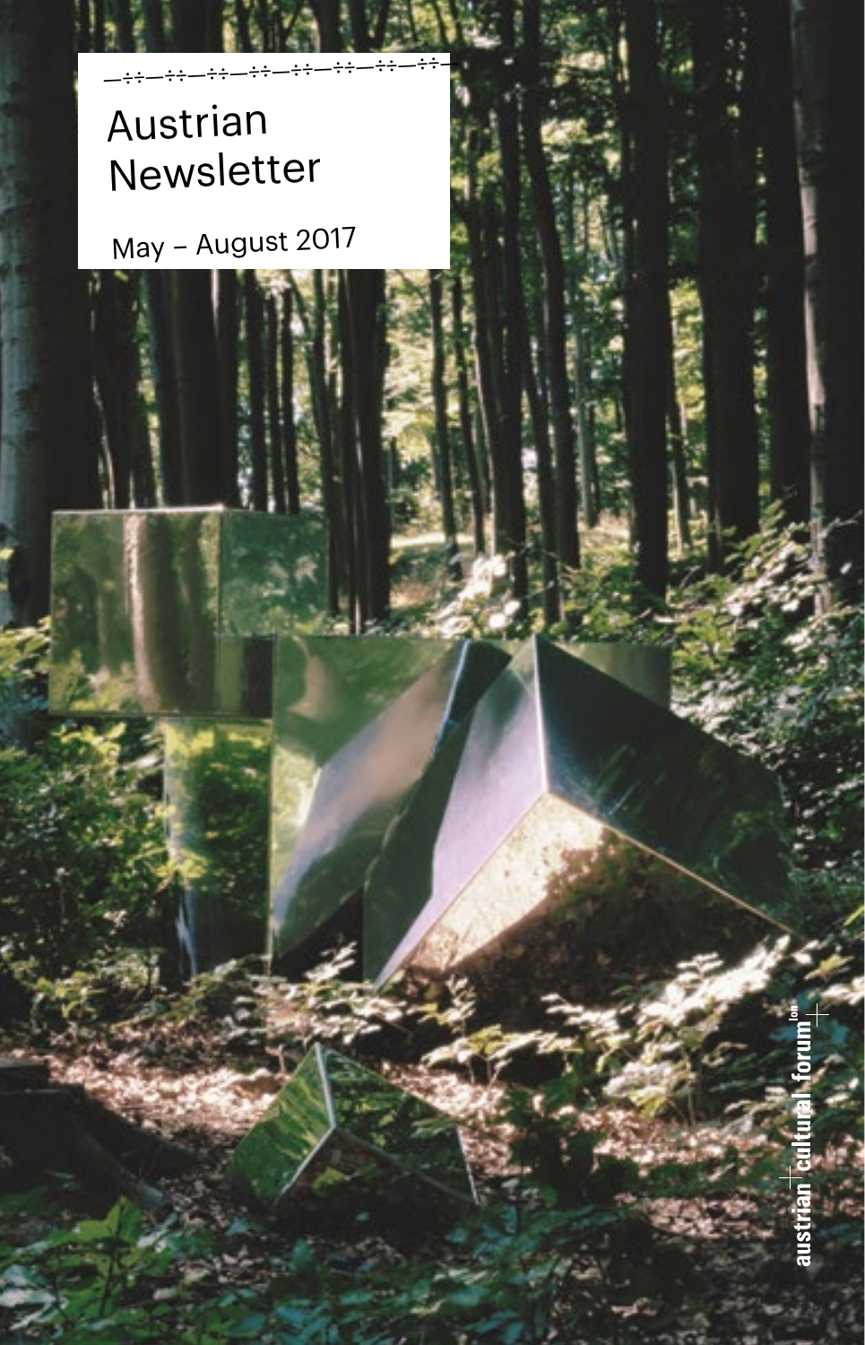# Austrian Newsletter

May – August 2017

austrian cultural forum[lon]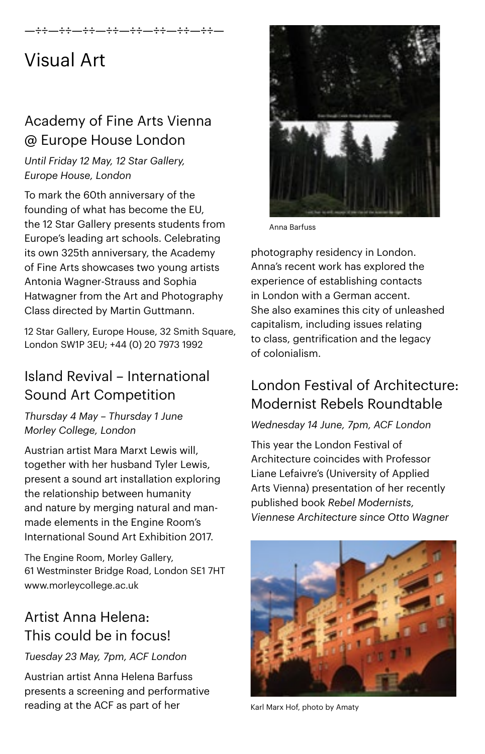—÷÷—÷÷—÷÷—÷÷—÷÷—÷÷—÷÷—÷÷—

# Visual Art

## Academy of Fine Arts Vienna @ Europe House London

*Until Friday 12 May, 12 Star Gallery, Europe House, London*

To mark the 60th anniversary of the founding of what has become the EU, the 12 Star Gallery presents students from Europe's leading art schools. Celebrating its own 325th anniversary, the Academy of Fine Arts showcases two young artists Antonia Wagner-Strauss and Sophia Hatwagner from the Art and Photography Class directed by Martin Guttmann.

12 Star Gallery, Europe House, 32 Smith Square, London SW1P 3EU; +44 (0) 20 7973 1992

## Island Revival – International Sound Art Competition

*Thursday 4 May – Thursday 1 June Morley College, London*

Austrian artist Mara Marxt Lewis will, together with her husband Tyler Lewis, present a sound art installation exploring the relationship between humanity and nature by merging natural and man-made elements in the Engine Room's International Sound Art Exhibition 2017.

The Engine Room, Morley Gallery, 61 Westminster Bridge Road, London SE1 7HT www.morleycollege.ac.uk

## Artist Anna Helena: This could be in focus!

*Tuesday 23 May, 7pm, ACF London*

Austrian artist Anna Helena Barfuss presents a screening and performative reading at the ACF as part of her

Anna Barfuss

photography residency in London. Anna's recent work has explored the experience of establishing contacts in London with a German accent. She also examines this city of unleashed capitalism, including issues relating to class, gentrification and the legacy of colonialism.

## London Festival of Architecture: Modernist Rebels Roundtable

*Wednesday 14 June, 7pm, ACF London*

This year the London Festival of Architecture coincides with Professor Liane Lefaivre's (University of Applied Arts Vienna) presentation of her recently published book *Rebel Modernists, Viennese Architecture since Otto Wagner*

Karl Marx Hof, photo by Amaty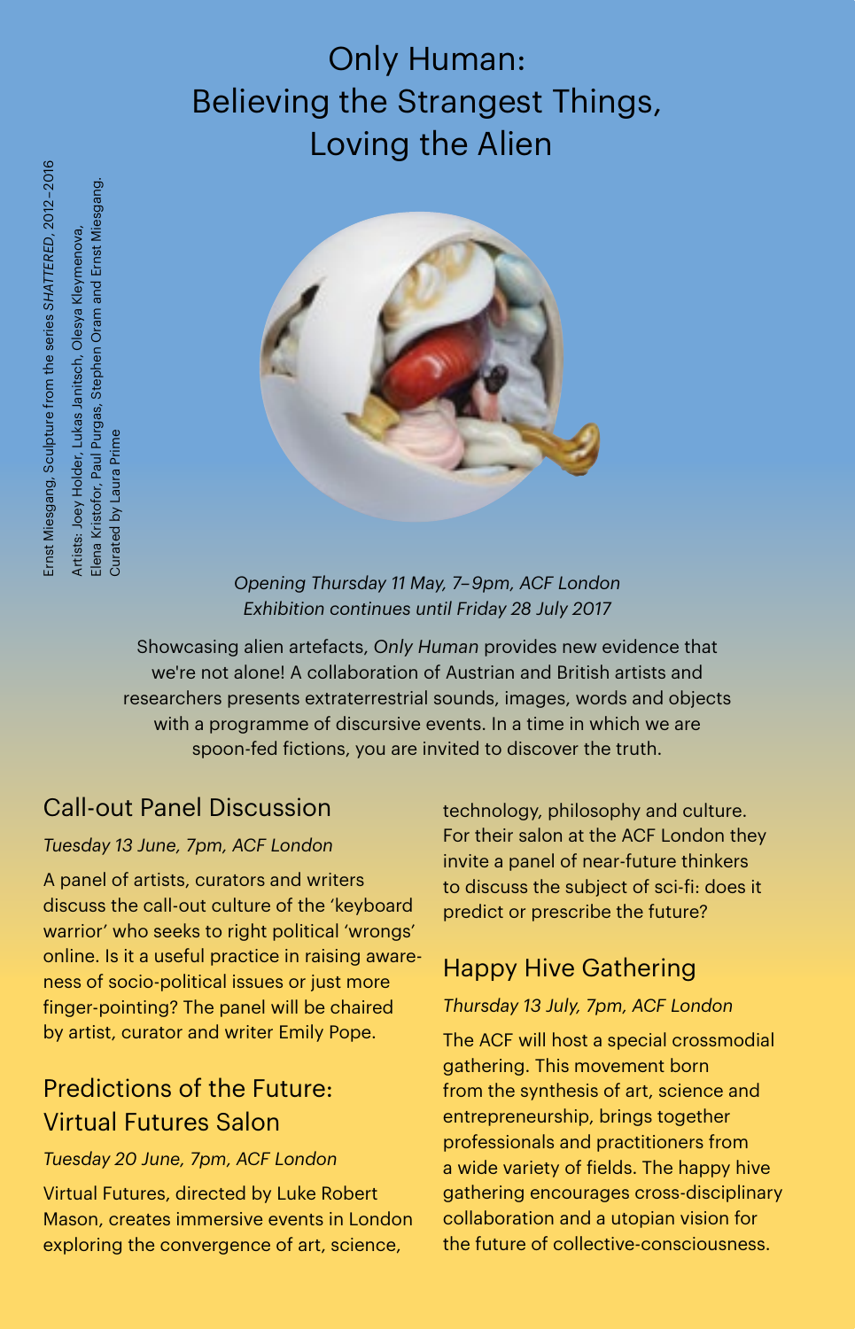# Only Human: Believing the Strangest Things, Loving the Alien

Ernst Miesgang, Sculpture from the series *SHATTERED*, 2012–2016

Artists: Joey Holder, Lukas Janitsch, Olesya Kleymenova, Elena Kristofor, Paul Purgas, Stephen Oram and Ernst Miesgang. Curated by Laura Prime

*Opening Thursday 11 May, 7–9pm, ACF London*
*Exhibition continues until Friday 28 July 2017*

Showcasing alien artefacts, *Only Human* provides new evidence that we're not alone! A collaboration of Austrian and British artists and researchers presents extraterrestrial sounds, images, words and objects with a programme of discursive events. In a time in which we are spoon-fed fictions, you are invited to discover the truth.

## Call-out Panel Discussion

*Tuesday 13 June, 7pm, ACF London*

A panel of artists, curators and writers discuss the call-out culture of the 'keyboard warrior' who seeks to right political 'wrongs' online. Is it a useful practice in raising awareness of socio-political issues or just more finger-pointing? The panel will be chaired by artist, curator and writer Emily Pope.

## Predictions of the Future: Virtual Futures Salon

*Tuesday 20 June, 7pm, ACF London*

Virtual Futures, directed by Luke Robert Mason, creates immersive events in London exploring the convergence of art, science, technology, philosophy and culture. For their salon at the ACF London they invite a panel of near-future thinkers to discuss the subject of sci-fi: does it predict or prescribe the future?

## Happy Hive Gathering

*Thursday 13 July, 7pm, ACF London*

The ACF will host a special crossmodial gathering. This movement born from the synthesis of art, science and entrepreneurship, brings together professionals and practitioners from a wide variety of fields. The happy hive gathering encourages cross-disciplinary collaboration and a utopian vision for the future of collective-consciousness.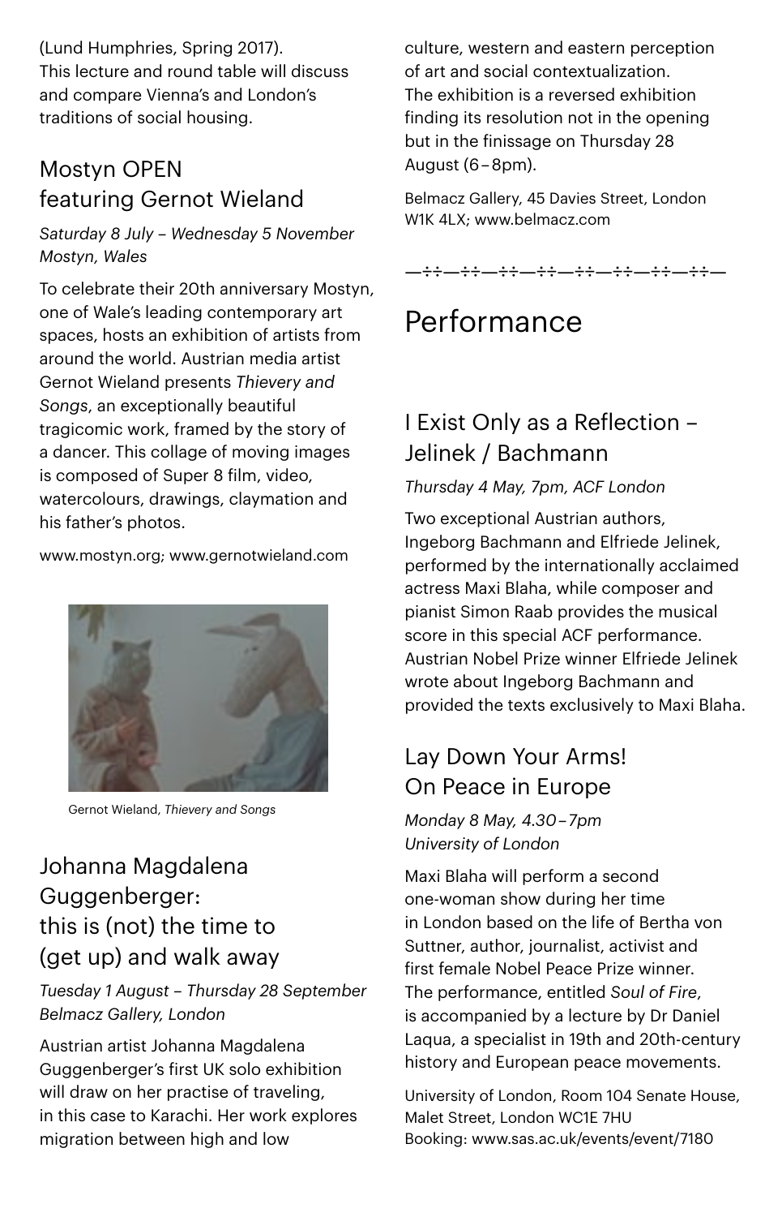(Lund Humphries, Spring 2017).
This lecture and round table will discuss and compare Vienna's and London's traditions of social housing.

## Mostyn OPEN featuring Gernot Wieland

*Saturday 8 July – Wednesday 5 November*
*Mostyn, Wales*

To celebrate their 20th anniversary Mostyn, one of Wale's leading contemporary art spaces, hosts an exhibition of artists from around the world. Austrian media artist Gernot Wieland presents *Thievery and Songs*, an exceptionally beautiful tragicomic work, framed by the story of a dancer. This collage of moving images is composed of Super 8 film, video, watercolours, drawings, claymation and his father's photos.

www.mostyn.org; www.gernotwieland.com

Gernot Wieland, *Thievery and Songs*

## Johanna Magdalena Guggenberger: this is (not) the time to (get up) and walk away

*Tuesday 1 August – Thursday 28 September*
*Belmacz Gallery, London*

Austrian artist Johanna Magdalena Guggenberger's first UK solo exhibition will draw on her practise of traveling, in this case to Karachi. Her work explores migration between high and low culture, western and eastern perception of art and social contextualization. The exhibition is a reversed exhibition finding its resolution not in the opening but in the finissage on Thursday 28 August (6 – 8pm).

Belmacz Gallery, 45 Davies Street, London W1K 4LX; www.belmacz.com

—÷÷—÷÷—÷÷—÷÷—÷÷—÷÷—÷÷—÷÷—

# Performance

## I Exist Only as a Reflection – Jelinek / Bachmann

*Thursday 4 May, 7pm, ACF London*

Two exceptional Austrian authors, Ingeborg Bachmann and Elfriede Jelinek, performed by the internationally acclaimed actress Maxi Blaha, while composer and pianist Simon Raab provides the musical score in this special ACF performance. Austrian Nobel Prize winner Elfriede Jelinek wrote about Ingeborg Bachmann and provided the texts exclusively to Maxi Blaha.

## Lay Down Your Arms! On Peace in Europe

*Monday 8 May, 4.30 – 7pm*
*University of London*

Maxi Blaha will perform a second one-woman show during her time in London based on the life of Bertha von Suttner, author, journalist, activist and first female Nobel Peace Prize winner. The performance, entitled *Soul of Fire*, is accompanied by a lecture by Dr Daniel Laqua, a specialist in 19th and 20th-century history and European peace movements.

University of London, Room 104 Senate House, Malet Street, London WC1E 7HU
Booking: www.sas.ac.uk/events/event/7180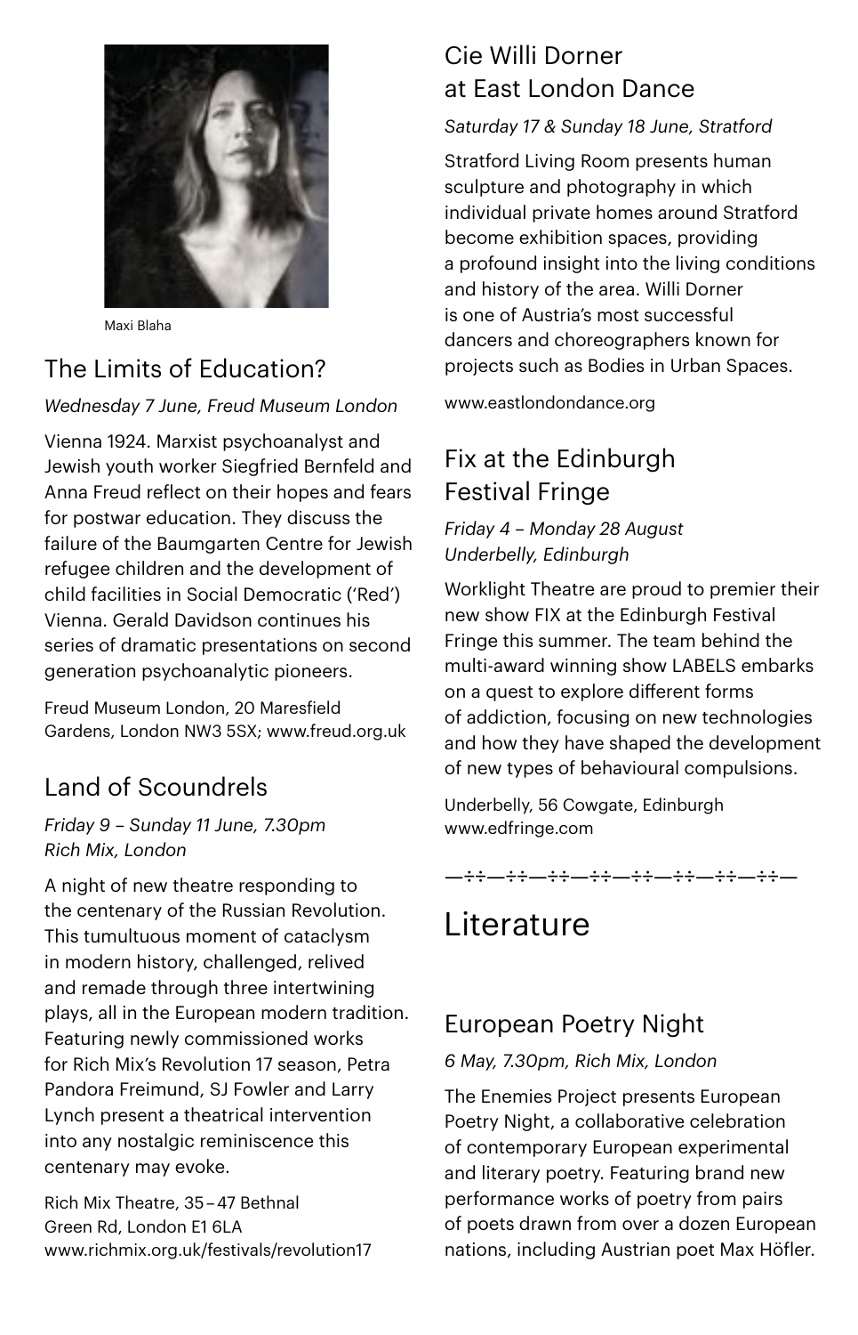Maxi Blaha

## The Limits of Education?

*Wednesday 7 June, Freud Museum London*

Vienna 1924. Marxist psychoanalyst and Jewish youth worker Siegfried Bernfeld and Anna Freud reflect on their hopes and fears for postwar education. They discuss the failure of the Baumgarten Centre for Jewish refugee children and the development of child facilities in Social Democratic ('Red') Vienna. Gerald Davidson continues his series of dramatic presentations on second generation psychoanalytic pioneers.

Freud Museum London, 20 Maresfield Gardens, London NW3 5SX; www.freud.org.uk

## Land of Scoundrels

*Friday 9 – Sunday 11 June, 7.30pm*
*Rich Mix, London*

A night of new theatre responding to the centenary of the Russian Revolution. This tumultuous moment of cataclysm in modern history, challenged, relived and remade through three intertwining plays, all in the European modern tradition. Featuring newly commissioned works for Rich Mix's Revolution 17 season, Petra Pandora Freimund, SJ Fowler and Larry Lynch present a theatrical intervention into any nostalgic reminiscence this centenary may evoke.

Rich Mix Theatre, 35 – 47 Bethnal Green Rd, London E1 6LA
www.richmix.org.uk/festivals/revolution17

## Cie Willi Dorner at East London Dance

*Saturday 17 & Sunday 18 June, Stratford*

Stratford Living Room presents human sculpture and photography in which individual private homes around Stratford become exhibition spaces, providing a profound insight into the living conditions and history of the area. Willi Dorner is one of Austria's most successful dancers and choreographers known for projects such as Bodies in Urban Spaces.

www.eastlondondance.org

## Fix at the Edinburgh Festival Fringe

*Friday 4 – Monday 28 August*
*Underbelly, Edinburgh*

Worklight Theatre are proud to premier their new show FIX at the Edinburgh Festival Fringe this summer. The team behind the multi-award winning show LABELS embarks on a quest to explore different forms of addiction, focusing on new technologies and how they have shaped the development of new types of behavioural compulsions.

Underbelly, 56 Cowgate, Edinburgh
www.edfringe.com

—÷÷—÷÷—÷÷—÷÷—÷÷—÷÷—÷÷—÷÷—

# Literature

## European Poetry Night

*6 May, 7.30pm, Rich Mix, London*

The Enemies Project presents European Poetry Night, a collaborative celebration of contemporary European experimental and literary poetry. Featuring brand new performance works of poetry from pairs of poets drawn from over a dozen European nations, including Austrian poet Max Höfler.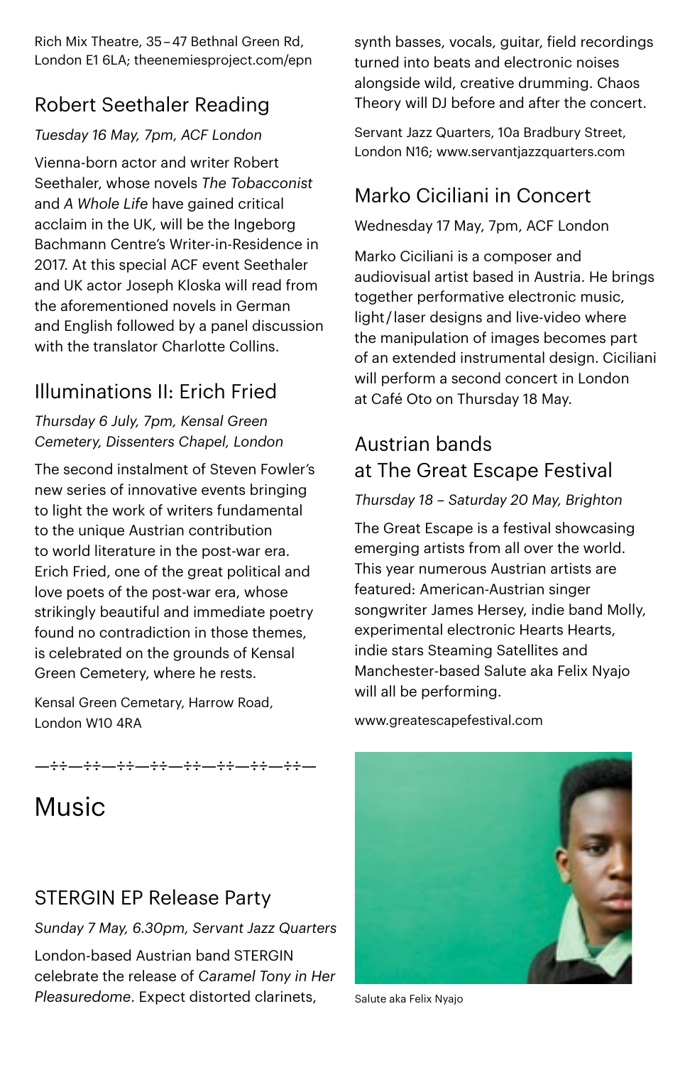Rich Mix Theatre, 35–47 Bethnal Green Rd, London E1 6LA; theenemiesproject.com/epn

### Robert Seethaler Reading

*Tuesday 16 May, 7pm, ACF London*

Vienna-born actor and writer Robert Seethaler, whose novels *The Tobacconist* and *A Whole Life* have gained critical acclaim in the UK, will be the Ingeborg Bachmann Centre's Writer-in-Residence in 2017. At this special ACF event Seethaler and UK actor Joseph Kloska will read from the aforementioned novels in German and English followed by a panel discussion with the translator Charlotte Collins.

### Illuminations II: Erich Fried

*Thursday 6 July, 7pm, Kensal Green Cemetery, Dissenters Chapel, London*

The second instalment of Steven Fowler's new series of innovative events bringing to light the work of writers fundamental to the unique Austrian contribution to world literature in the post-war era. Erich Fried, one of the great political and love poets of the post-war era, whose strikingly beautiful and immediate poetry found no contradiction in those themes, is celebrated on the grounds of Kensal Green Cemetery, where he rests.

Kensal Green Cemetary, Harrow Road, London W10 4RA

—÷÷—÷÷—÷÷—÷÷—÷÷—÷÷—÷÷—÷÷—

## Music

### STERGIN EP Release Party

*Sunday 7 May, 6.30pm, Servant Jazz Quarters*

London-based Austrian band STERGIN celebrate the release of *Caramel Tony in Her Pleasuredome*. Expect distorted clarinets, synth basses, vocals, guitar, field recordings turned into beats and electronic noises alongside wild, creative drumming. Chaos Theory will DJ before and after the concert.

Servant Jazz Quarters, 10a Bradbury Street, London N16; www.servantjazzquarters.com

### Marko Ciciliani in Concert

Wednesday 17 May, 7pm, ACF London

Marko Ciciliani is a composer and audiovisual artist based in Austria. He brings together performative electronic music, light / laser designs and live-video where the manipulation of images becomes part of an extended instrumental design. Ciciliani will perform a second concert in London at Café Oto on Thursday 18 May.

### Austrian bands at The Great Escape Festival

*Thursday 18 – Saturday 20 May, Brighton*

The Great Escape is a festival showcasing emerging artists from all over the world. This year numerous Austrian artists are featured: American-Austrian singer songwriter James Hersey, indie band Molly, experimental electronic Hearts Hearts, indie stars Steaming Satellites and Manchester-based Salute aka Felix Nyajo will all be performing.

www.greatescapefestival.com

Salute aka Felix Nyajo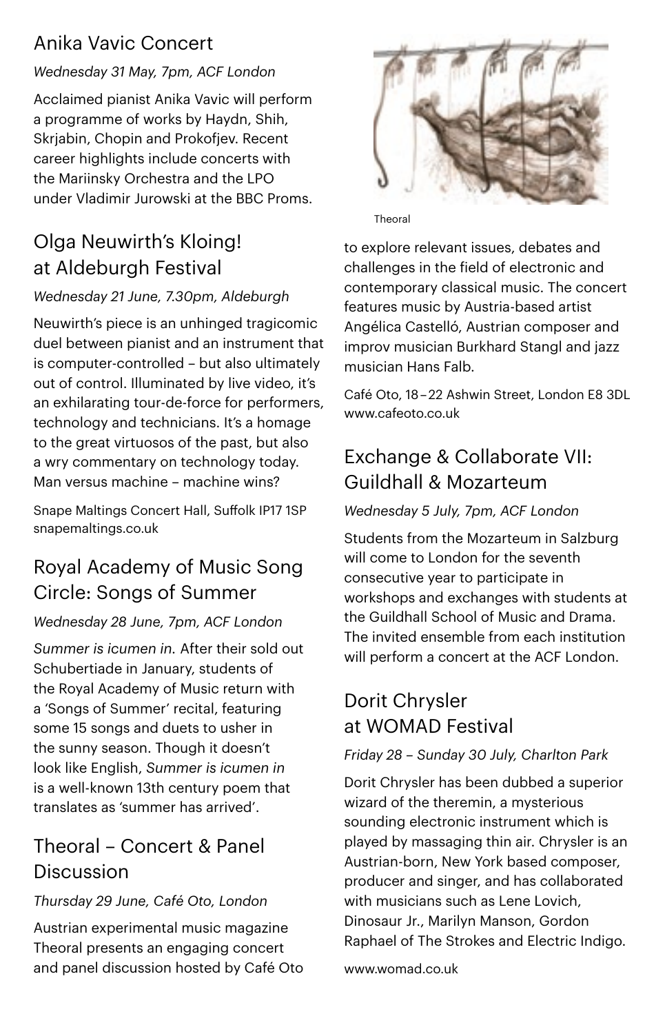## Anika Vavic Concert

*Wednesday 31 May, 7pm, ACF London*

Acclaimed pianist Anika Vavic will perform a programme of works by Haydn, Shih, Skrjabin, Chopin and Prokofjev. Recent career highlights include concerts with the Mariinsky Orchestra and the LPO under Vladimir Jurowski at the BBC Proms.

## Olga Neuwirth's Kloing! at Aldeburgh Festival

*Wednesday 21 June, 7.30pm, Aldeburgh*

Neuwirth's piece is an unhinged tragicomic duel between pianist and an instrument that is computer-controlled – but also ultimately out of control. Illuminated by live video, it's an exhilarating tour-de-force for performers, technology and technicians. It's a homage to the great virtuosos of the past, but also a wry commentary on technology today. Man versus machine – machine wins?

Snape Maltings Concert Hall, Suffolk IP17 1SP
snapemaltings.co.uk

## Royal Academy of Music Song Circle: Songs of Summer

*Wednesday 28 June, 7pm, ACF London*

*Summer is icumen in.* After their sold out Schubertiade in January, students of the Royal Academy of Music return with a 'Songs of Summer' recital, featuring some 15 songs and duets to usher in the sunny season. Though it doesn't look like English, *Summer is icumen in* is a well-known 13th century poem that translates as 'summer has arrived'.

## Theoral – Concert & Panel Discussion

*Thursday 29 June, Café Oto, London*

Austrian experimental music magazine Theoral presents an engaging concert and panel discussion hosted by Café Oto to explore relevant issues, debates and challenges in the field of electronic and contemporary classical music. The concert features music by Austria-based artist Angélica Castelló, Austrian composer and improv musician Burkhard Stangl and jazz musician Hans Falb.

Theoral

Café Oto, 18–22 Ashwin Street, London E8 3DL
www.cafeoto.co.uk

## Exchange & Collaborate VII: Guildhall & Mozarteum

*Wednesday 5 July, 7pm, ACF London*

Students from the Mozarteum in Salzburg will come to London for the seventh consecutive year to participate in workshops and exchanges with students at the Guildhall School of Music and Drama. The invited ensemble from each institution will perform a concert at the ACF London.

## Dorit Chrysler at WOMAD Festival

*Friday 28 – Sunday 30 July, Charlton Park*

Dorit Chrysler has been dubbed a superior wizard of the theremin, a mysterious sounding electronic instrument which is played by massaging thin air. Chrysler is an Austrian-born, New York based composer, producer and singer, and has collaborated with musicians such as Lene Lovich, Dinosaur Jr., Marilyn Manson, Gordon Raphael of The Strokes and Electric Indigo.

www.womad.co.uk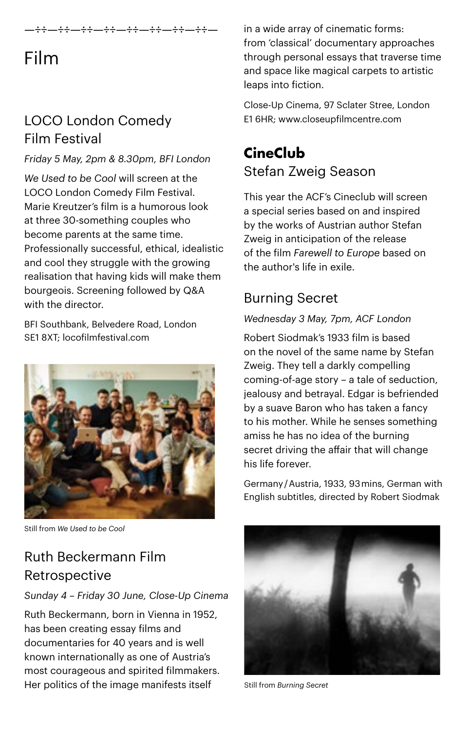—÷÷—÷÷—÷÷—÷÷—÷÷—÷÷—÷÷—÷÷—

# Film

## LOCO London Comedy Film Festival

*Friday 5 May, 2pm & 8.30pm, BFI London*

*We Used to be Cool* will screen at the LOCO London Comedy Film Festival. Marie Kreutzer's film is a humorous look at three 30-something couples who become parents at the same time. Professionally successful, ethical, idealistic and cool they struggle with the growing realisation that having kids will make them bourgeois. Screening followed by Q&A with the director.

BFI Southbank, Belvedere Road, London SE1 8XT; locofilmfestival.com

Still from *We Used to be Cool*

## Ruth Beckermann Film Retrospective

*Sunday 4 – Friday 30 June, Close-Up Cinema*

Ruth Beckermann, born in Vienna in 1952, has been creating essay films and documentaries for 40 years and is well known internationally as one of Austria's most courageous and spirited filmmakers. Her politics of the image manifests itself in a wide array of cinematic forms: from 'classical' documentary approaches through personal essays that traverse time and space like magical carpets to artistic leaps into fiction.

Close-Up Cinema, 97 Sclater Stree, London E1 6HR; www.closeupfilmcentre.com

## **CineClub**
## Stefan Zweig Season

This year the ACF's Cineclub will screen a special series based on and inspired by the works of Austrian author Stefan Zweig in anticipation of the release of the film *Farewell to Europe* based on the author's life in exile.

### Burning Secret

*Wednesday 3 May, 7pm, ACF London*

Robert Siodmak's 1933 film is based on the novel of the same name by Stefan Zweig. They tell a darkly compelling coming-of-age story – a tale of seduction, jealousy and betrayal. Edgar is befriended by a suave Baron who has taken a fancy to his mother. While he senses something amiss he has no idea of the burning secret driving the affair that will change his life forever.

Germany / Austria, 1933, 93 mins, German with English subtitles, directed by Robert Siodmak

Still from *Burning Secret*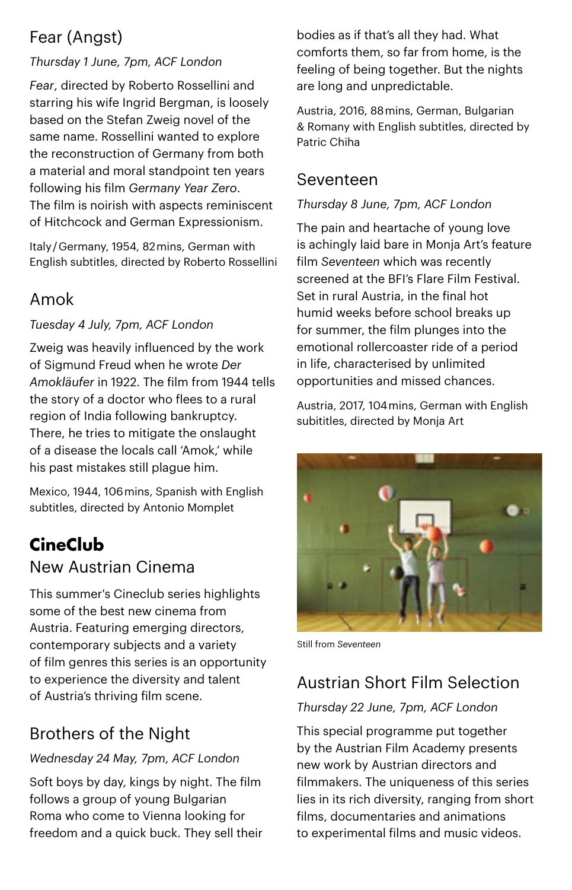## Fear (Angst)

*Thursday 1 June, 7pm, ACF London*

*Fear*, directed by Roberto Rossellini and starring his wife Ingrid Bergman, is loosely based on the Stefan Zweig novel of the same name. Rossellini wanted to explore the reconstruction of Germany from both a material and moral standpoint ten years following his film *Germany Year Zero*. The film is noirish with aspects reminiscent of Hitchcock and German Expressionism.

Italy / Germany, 1954, 82 mins, German with English subtitles, directed by Roberto Rossellini

## Amok

*Tuesday 4 July, 7pm, ACF London*

Zweig was heavily influenced by the work of Sigmund Freud when he wrote *Der Amokläufer* in 1922. The film from 1944 tells the story of a doctor who flees to a rural region of India following bankruptcy. There, he tries to mitigate the onslaught of a disease the locals call 'Amok,' while his past mistakes still plague him.

Mexico, 1944, 106 mins, Spanish with English subtitles, directed by Antonio Momplet

# **CineClub**

## New Austrian Cinema

This summer's Cineclub series highlights some of the best new cinema from Austria. Featuring emerging directors, contemporary subjects and a variety of film genres this series is an opportunity to experience the diversity and talent of Austria's thriving film scene.

## Brothers of the Night

*Wednesday 24 May, 7pm, ACF London*

Soft boys by day, kings by night. The film follows a group of young Bulgarian Roma who come to Vienna looking for freedom and a quick buck. They sell their bodies as if that's all they had. What comforts them, so far from home, is the feeling of being together. But the nights are long and unpredictable.

Austria, 2016, 88 mins, German, Bulgarian & Romany with English subtitles, directed by Patric Chiha

## Seventeen

*Thursday 8 June, 7pm, ACF London*

The pain and heartache of young love is achingly laid bare in Monja Art's feature film *Seventeen* which was recently screened at the BFI's Flare Film Festival. Set in rural Austria, in the final hot humid weeks before school breaks up for summer, the film plunges into the emotional rollercoaster ride of a period in life, characterised by unlimited opportunities and missed chances.

Austria, 2017, 104 mins, German with English subititles, directed by Monja Art

Still from *Seventeen*

## Austrian Short Film Selection

*Thursday 22 June, 7pm, ACF London*

This special programme put together by the Austrian Film Academy presents new work by Austrian directors and filmmakers. The uniqueness of this series lies in its rich diversity, ranging from short films, documentaries and animations to experimental films and music videos.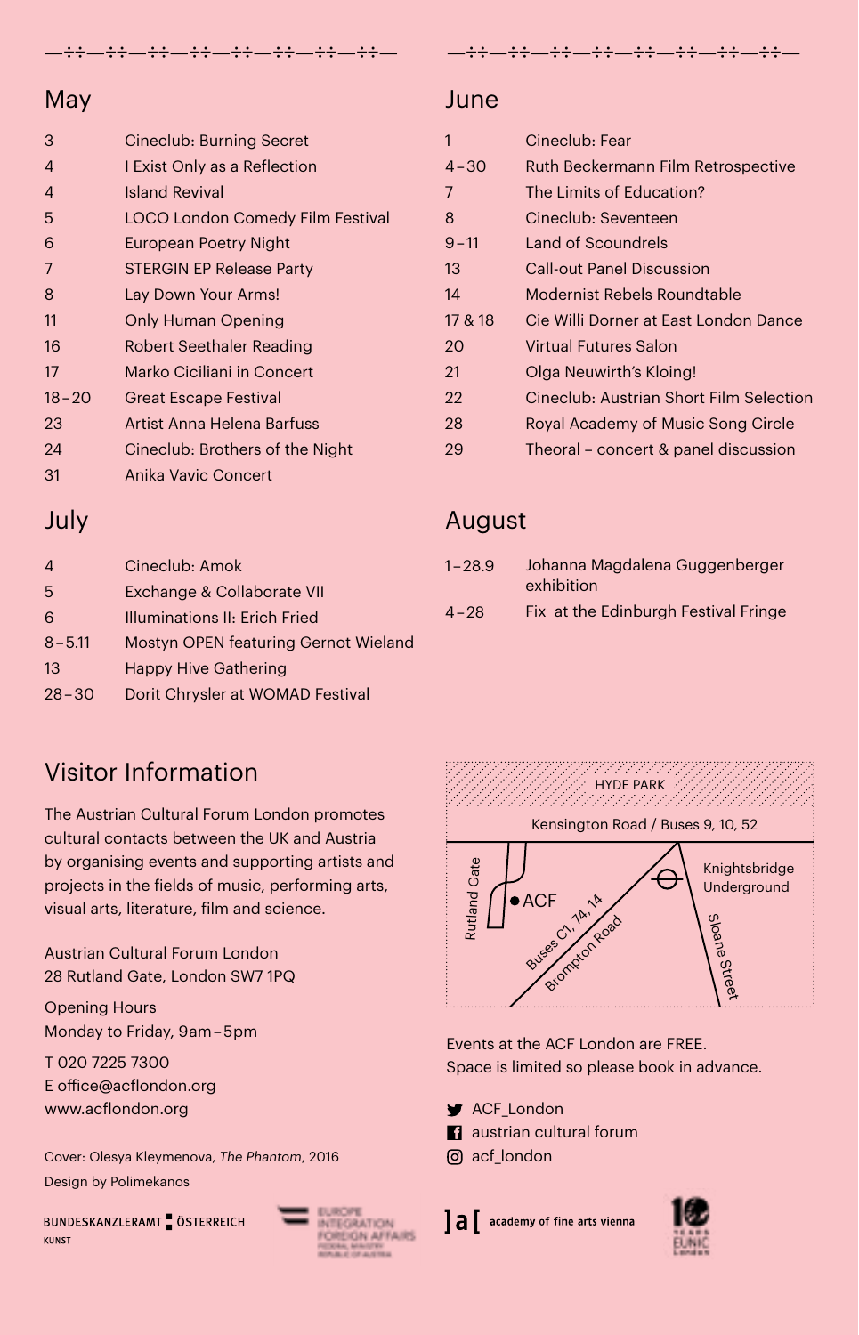## May

| | |
|---|---|
| 3 | Cineclub: Burning Secret |
| 4 | I Exist Only as a Reflection |
| 4 | Island Revival |
| 5 | LOCO London Comedy Film Festival |
| 6 | European Poetry Night |
| 7 | STERGIN EP Release Party |
| 8 | Lay Down Your Arms! |
| 11 | Only Human Opening |
| 16 | Robert Seethaler Reading |
| 17 | Marko Ciciliani in Concert |
| 18–20 | Great Escape Festival |
| 23 | Artist Anna Helena Barfuss |
| 24 | Cineclub: Brothers of the Night |
| 31 | Anika Vavic Concert |

## June

| | |
|---|---|
| 1 | Cineclub: Fear |
| 4–30 | Ruth Beckermann Film Retrospective |
| 7 | The Limits of Education? |
| 8 | Cineclub: Seventeen |
| 9–11 | Land of Scoundrels |
| 13 | Call-out Panel Discussion |
| 14 | Modernist Rebels Roundtable |
| 17 & 18 | Cie Willi Dorner at East London Dance |
| 20 | Virtual Futures Salon |
| 21 | Olga Neuwirth's Kloing! |
| 22 | Cineclub: Austrian Short Film Selection |
| 28 | Royal Academy of Music Song Circle |
| 29 | Theoral – concert & panel discussion |

## July

| | |
|---|---|
| 4 | Cineclub: Amok |
| 5 | Exchange & Collaborate VII |
| 6 | Illuminations II: Erich Fried |
| 8–5.11 | Mostyn OPEN featuring Gernot Wieland |
| 13 | Happy Hive Gathering |
| 28–30 | Dorit Chrysler at WOMAD Festival |

## August

| | |
|---|---|
| 1–28.9 | Johanna Magdalena Guggenberger exhibition |
| 4–28 | Fix at the Edinburgh Festival Fringe |

## Visitor Information

The Austrian Cultural Forum London promotes cultural contacts between the UK and Austria by organising events and supporting artists and projects in the fields of music, performing arts, visual arts, literature, film and science.

Austrian Cultural Forum London
28 Rutland Gate, London SW7 1PQ

Opening Hours
Monday to Friday, 9am–5pm

T 020 7225 7300
E office@acflondon.org
www.acflondon.org

Cover: Olesya Kleymenova, *The Phantom*, 2016

Design by Polimekanos

HYDE PARK
Kensington Road / Buses 9, 10, 52
Rutland Gate
ACF
Buses C1, 74, 14
Brompton Road
Knightsbridge Underground
Sloane Street

Events at the ACF London are FREE.
Space is limited so please book in advance.

ACF_London
austrian cultural forum
acf_london

BUNDESKANZLERAMT ÖSTERREICH
KUNST

EUROPE INTEGRATION FOREIGN AFFAIRS
FEDERAL MINISTRY REPUBLIC OF AUSTRIA

]a[ academy of fine arts vienna

10 YEARS EUNIC London